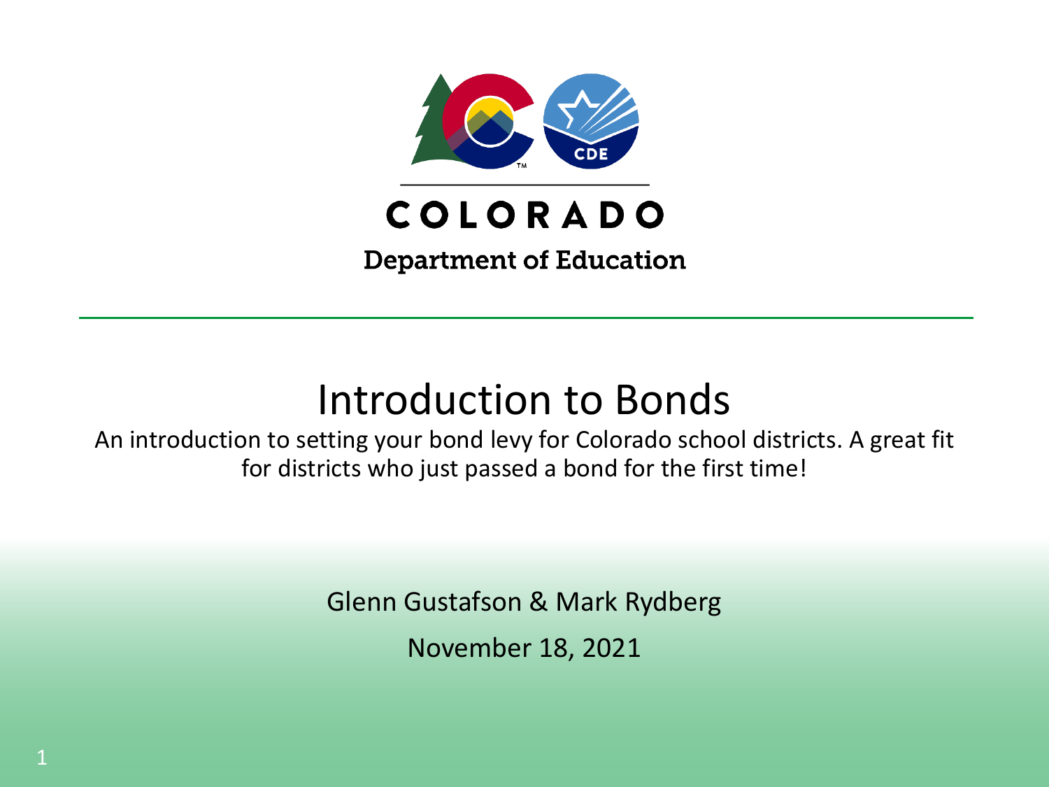COLORADO

Department of Education

# Introduction to Bonds

An introduction to setting your bond levy for Colorado school districts. A great fit for districts who just passed a bond for the first time!

Glenn Gustafson & Mark Rydberg

November 18, 2021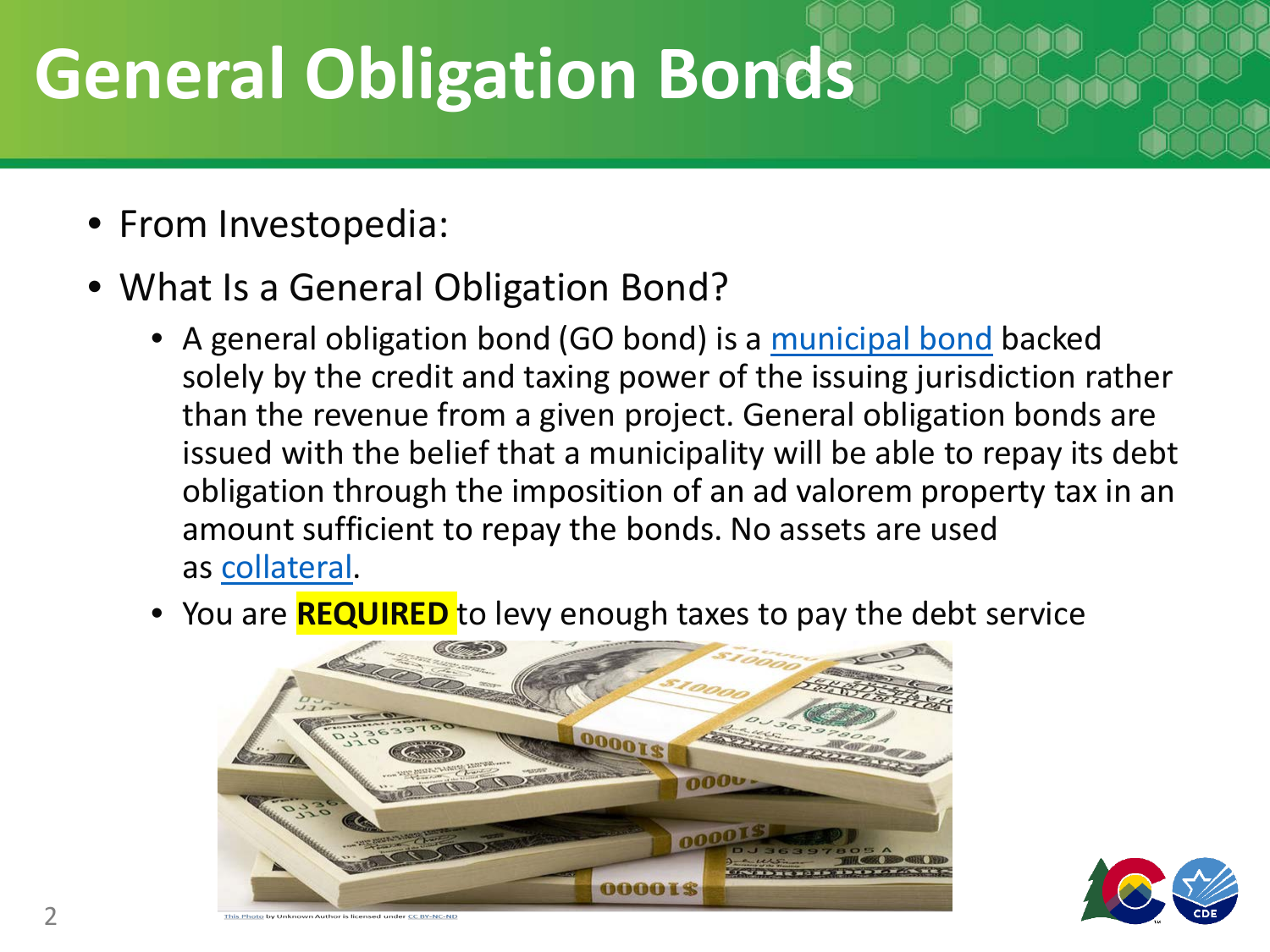# General Obligation Bonds

- From Investopedia:
- What Is a General Obligation Bond?
  - A general obligation bond (GO bond) is a municipal bond backed solely by the credit and taxing power of the issuing jurisdiction rather than the revenue from a given project. General obligation bonds are issued with the belief that a municipality will be able to repay its debt obligation through the imposition of an ad valorem property tax in an amount sufficient to repay the bonds. No assets are used as collateral.
  - You are **REQUIRED** to levy enough taxes to pay the debt service

This Photo by Unknown Author is licensed under CC BY-NC-ND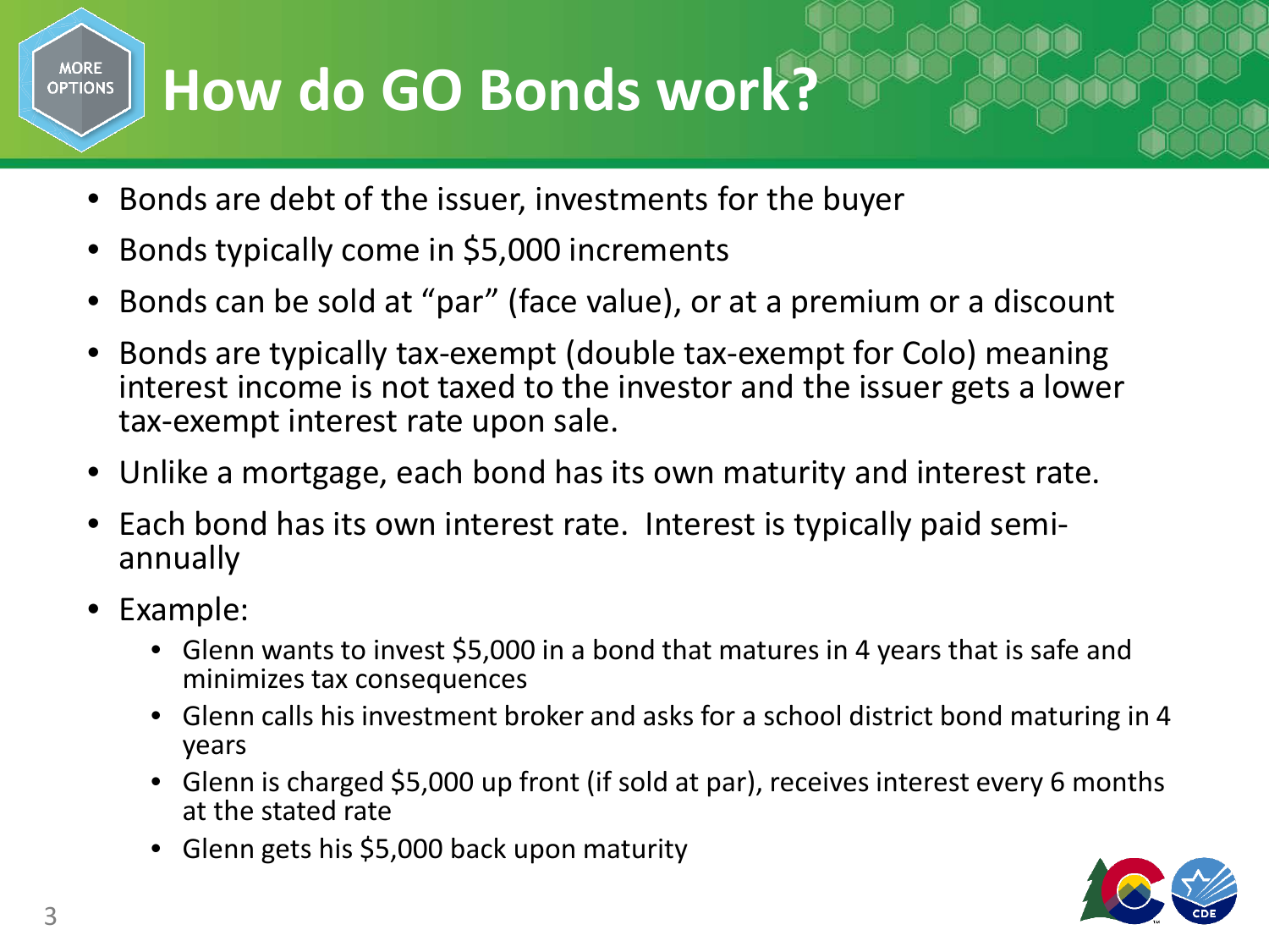# How do GO Bonds work?

- Bonds are debt of the issuer, investments for the buyer
- Bonds typically come in $5,000 increments
- Bonds can be sold at "par" (face value), or at a premium or a discount
- Bonds are typically tax-exempt (double tax-exempt for Colo) meaning interest income is not taxed to the investor and the issuer gets a lower tax-exempt interest rate upon sale.
- Unlike a mortgage, each bond has its own maturity and interest rate.
- Each bond has its own interest rate. Interest is typically paid semi-annually
- Example:
  - Glenn wants to invest $5,000 in a bond that matures in 4 years that is safe and minimizes tax consequences
  - Glenn calls his investment broker and asks for a school district bond maturing in 4 years
  - Glenn is charged $5,000 up front (if sold at par), receives interest every 6 months at the stated rate
  - Glenn gets his $5,000 back upon maturity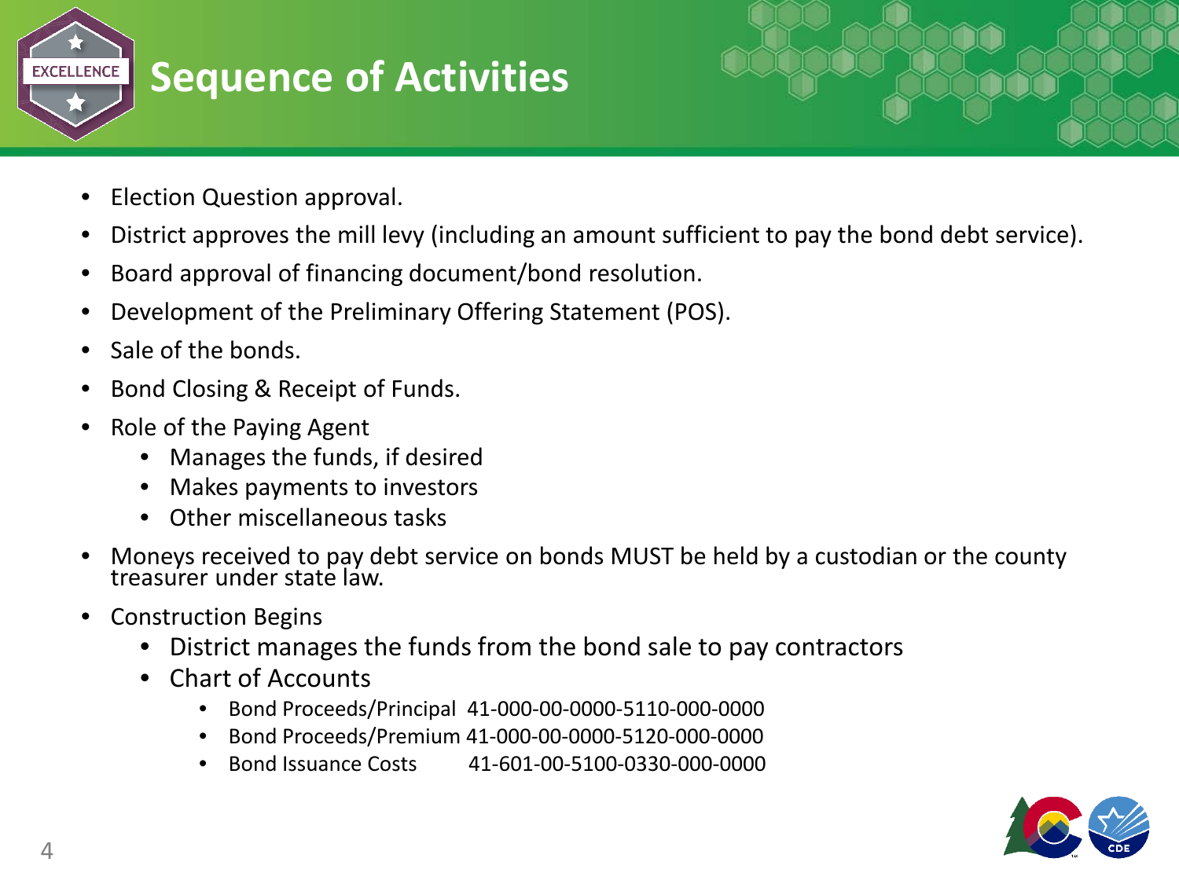# Sequence of Activities

- Election Question approval.
- District approves the mill levy (including an amount sufficient to pay the bond debt service).
- Board approval of financing document/bond resolution.
- Development of the Preliminary Offering Statement (POS).
- Sale of the bonds.
- Bond Closing & Receipt of Funds.
- Role of the Paying Agent
  - Manages the funds, if desired
  - Makes payments to investors
  - Other miscellaneous tasks
- Moneys received to pay debt service on bonds MUST be held by a custodian or the county treasurer under state law.
- Construction Begins
  - District manages the funds from the bond sale to pay contractors
  - Chart of Accounts
    - Bond Proceeds/Principal 41-000-00-0000-5110-000-0000
    - Bond Proceeds/Premium 41-000-00-0000-5120-000-0000
    - Bond Issuance Costs 41-601-00-5100-0330-000-0000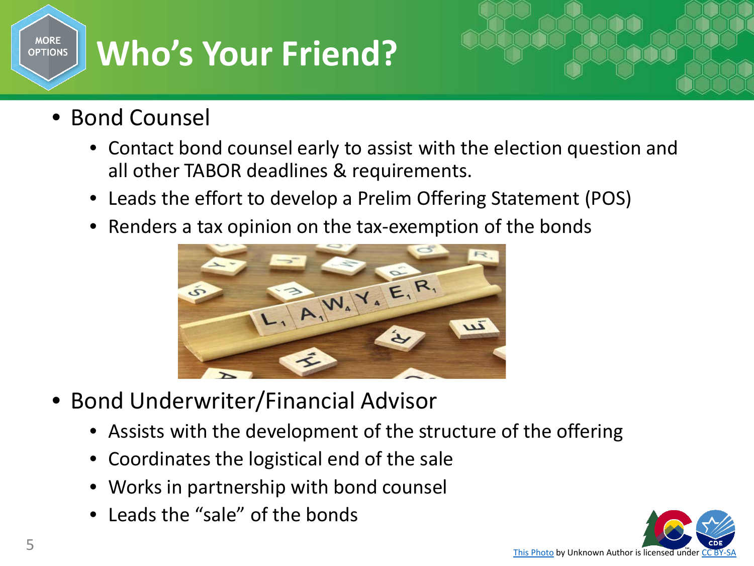# Who's Your Friend?

- Bond Counsel
  - Contact bond counsel early to assist with the election question and all other TABOR deadlines & requirements.
  - Leads the effort to develop a Prelim Offering Statement (POS)
  - Renders a tax opinion on the tax-exemption of the bonds
- Bond Underwriter/Financial Advisor
  - Assists with the development of the structure of the offering
  - Coordinates the logistical end of the sale
  - Works in partnership with bond counsel
  - Leads the "sale" of the bonds

This Photo by Unknown Author is licensed under CC BY-SA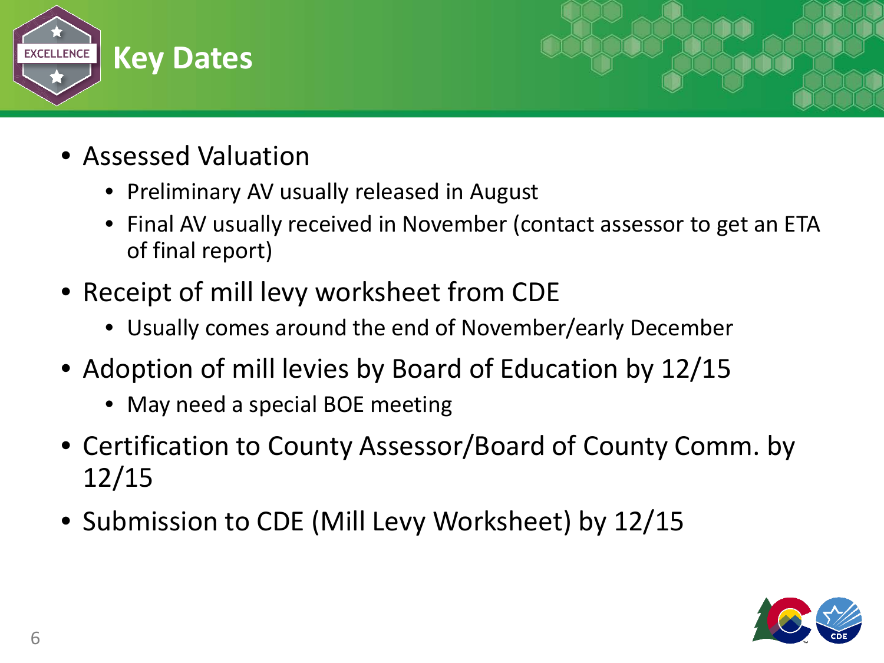# Key Dates

- Assessed Valuation
  - Preliminary AV usually released in August
  - Final AV usually received in November (contact assessor to get an ETA of final report)
- Receipt of mill levy worksheet from CDE
  - Usually comes around the end of November/early December
- Adoption of mill levies by Board of Education by 12/15
  - May need a special BOE meeting
- Certification to County Assessor/Board of County Comm. by 12/15
- Submission to CDE (Mill Levy Worksheet) by 12/15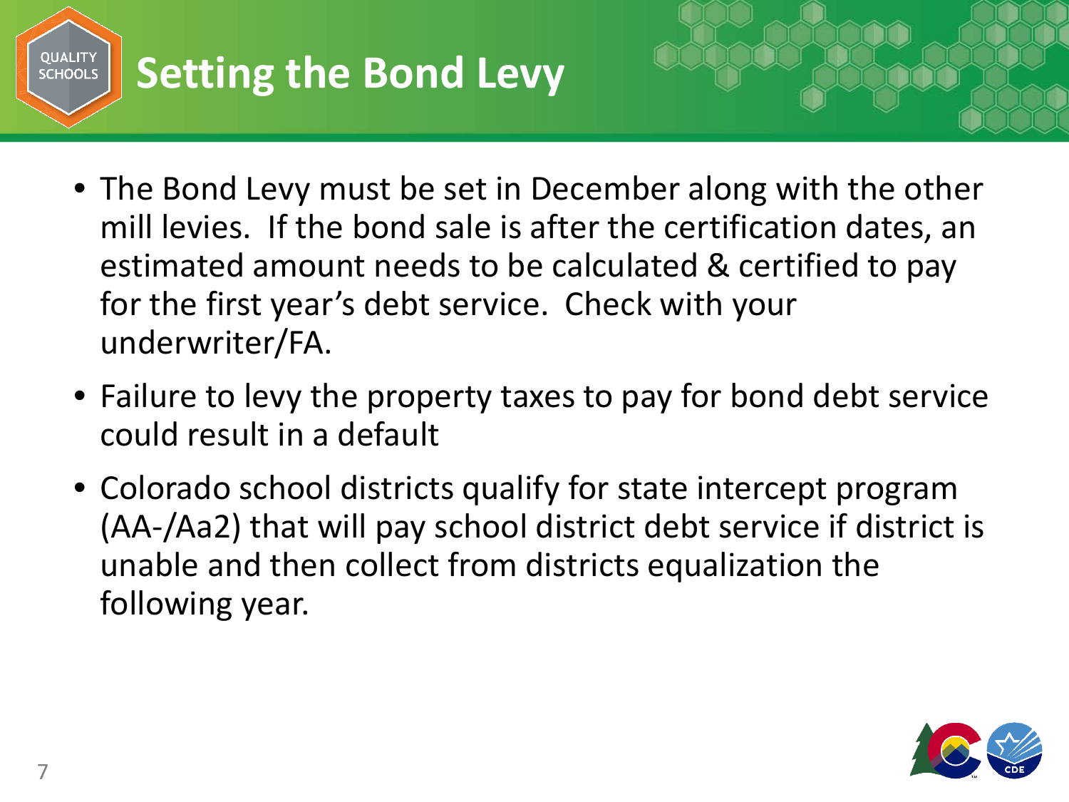# Setting the Bond Levy

- The Bond Levy must be set in December along with the other mill levies. If the bond sale is after the certification dates, an estimated amount needs to be calculated & certified to pay for the first year's debt service. Check with your underwriter/FA.
- Failure to levy the property taxes to pay for bond debt service could result in a default
- Colorado school districts qualify for state intercept program (AA-/Aa2) that will pay school district debt service if district is unable and then collect from districts equalization the following year.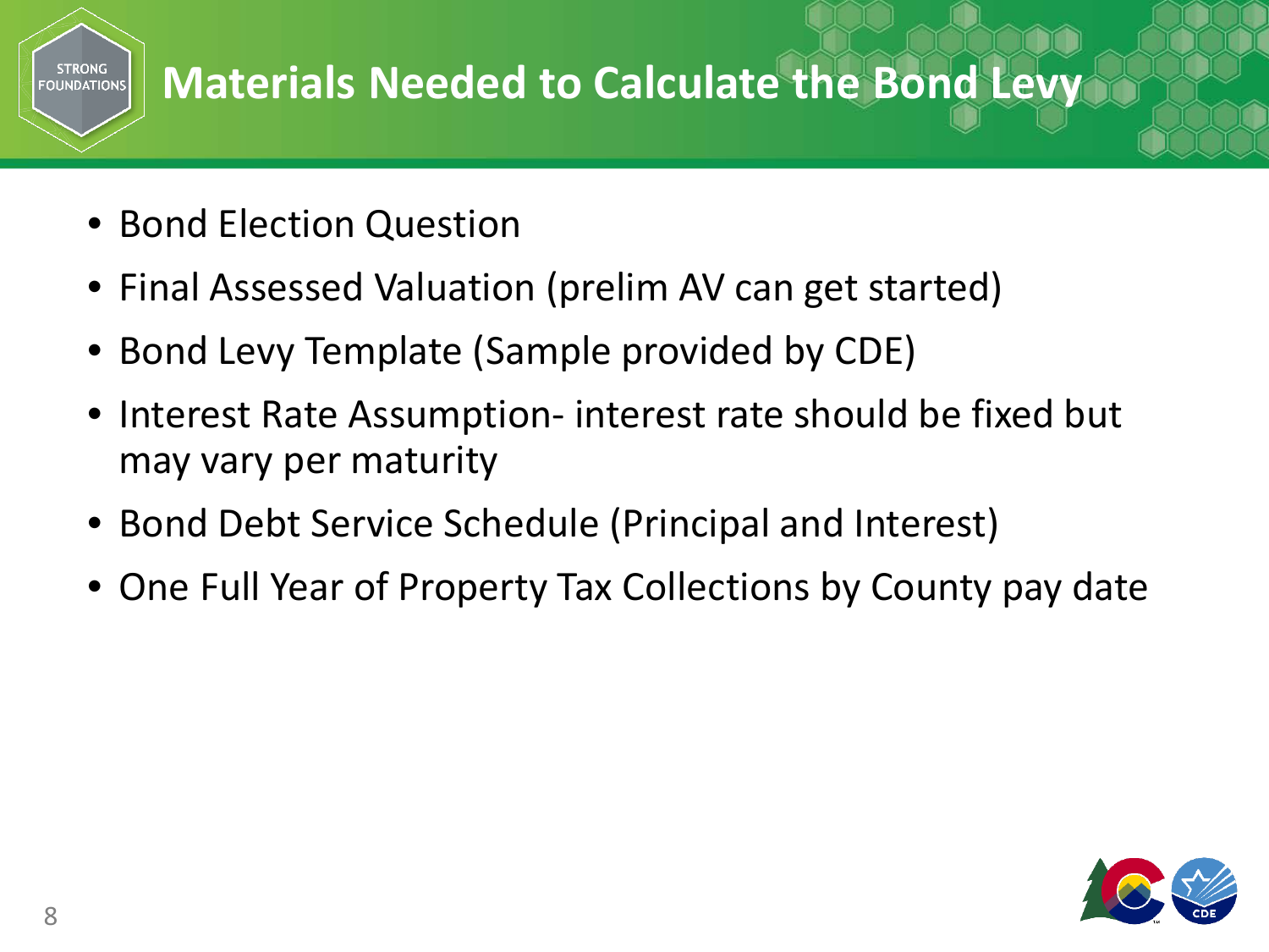# Materials Needed to Calculate the Bond Levy

- Bond Election Question
- Final Assessed Valuation (prelim AV can get started)
- Bond Levy Template (Sample provided by CDE)
- Interest Rate Assumption- interest rate should be fixed but may vary per maturity
- Bond Debt Service Schedule (Principal and Interest)
- One Full Year of Property Tax Collections by County pay date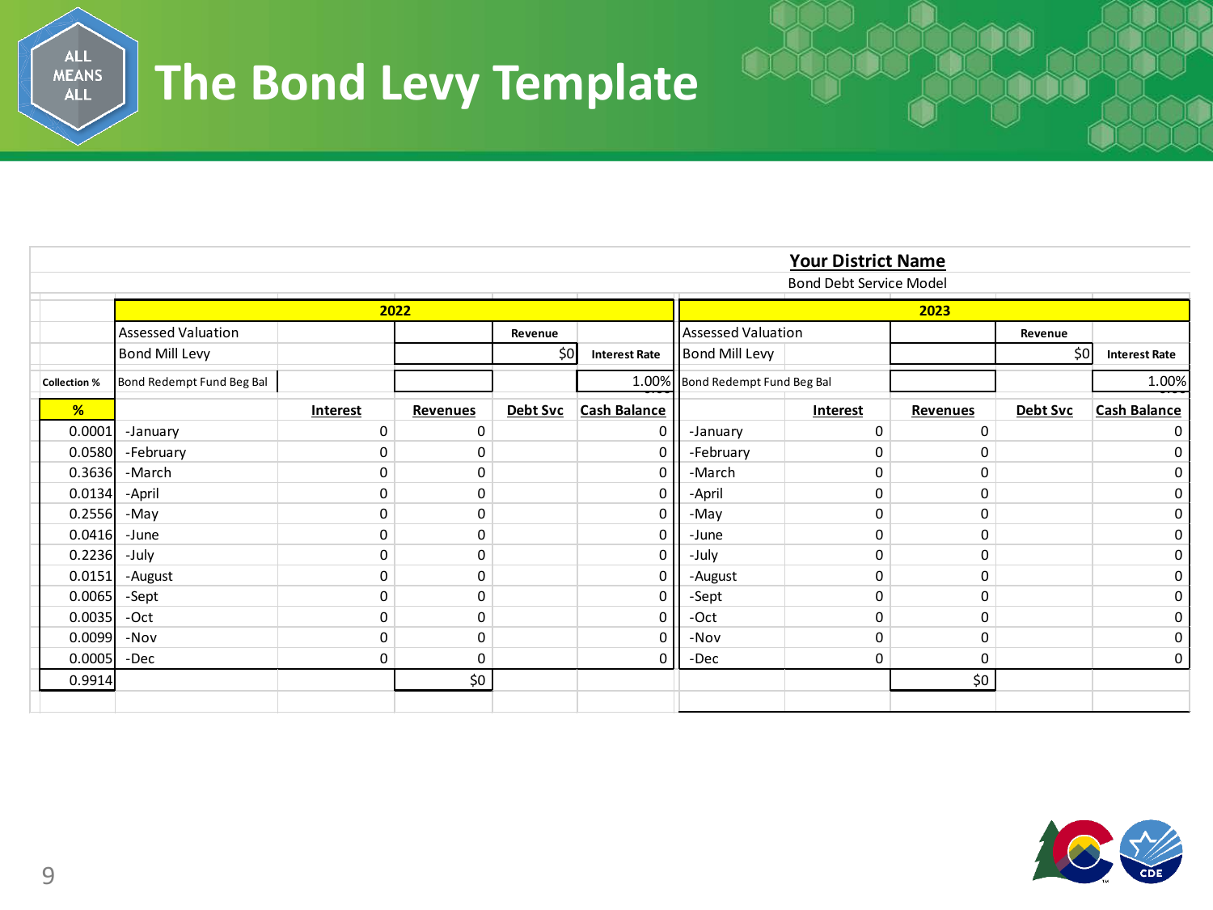# The Bond Levy Template

**Your District Name**

Bond Debt Service Model

| | 2022 | | | | | 2023 | | | | |
|---|---|---|---|---|---|---|---|---|---|---|
| | Assessed Valuation | | | Revenue | | Assessed Valuation | | | Revenue | |
| | Bond Mill Levy | | | $0 | Interest Rate | Bond Mill Levy | | | $0 | Interest Rate |
| Collection % | Bond Redempt Fund Beg Bal | | | | 1.00% | Bond Redempt Fund Beg Bal | | | | 1.00% |
| % | | Interest | Revenues | Debt Svc | Cash Balance | | Interest | Revenues | Debt Svc | Cash Balance |
| 0.0001 | -January | 0 | 0 | | 0 | -January | 0 | 0 | | 0 |
| 0.0580 | -February | 0 | 0 | | 0 | -February | 0 | 0 | | 0 |
| 0.3636 | -March | 0 | 0 | | 0 | -March | 0 | 0 | | 0 |
| 0.0134 | -April | 0 | 0 | | 0 | -April | 0 | 0 | | 0 |
| 0.2556 | -May | 0 | 0 | | 0 | -May | 0 | 0 | | 0 |
| 0.0416 | -June | 0 | 0 | | 0 | -June | 0 | 0 | | 0 |
| 0.2236 | -July | 0 | 0 | | 0 | -July | 0 | 0 | | 0 |
| 0.0151 | -August | 0 | 0 | | 0 | -August | 0 | 0 | | 0 |
| 0.0065 | -Sept | 0 | 0 | | 0 | -Sept | 0 | 0 | | 0 |
| 0.0035 | -Oct | 0 | 0 | | 0 | -Oct | 0 | 0 | | 0 |
| 0.0099 | -Nov | 0 | 0 | | 0 | -Nov | 0 | 0 | | 0 |
| 0.0005 | -Dec | 0 | 0 | | 0 | -Dec | 0 | 0 | | 0 |
| 0.9914 | | | $0 | | | | | $0 | | |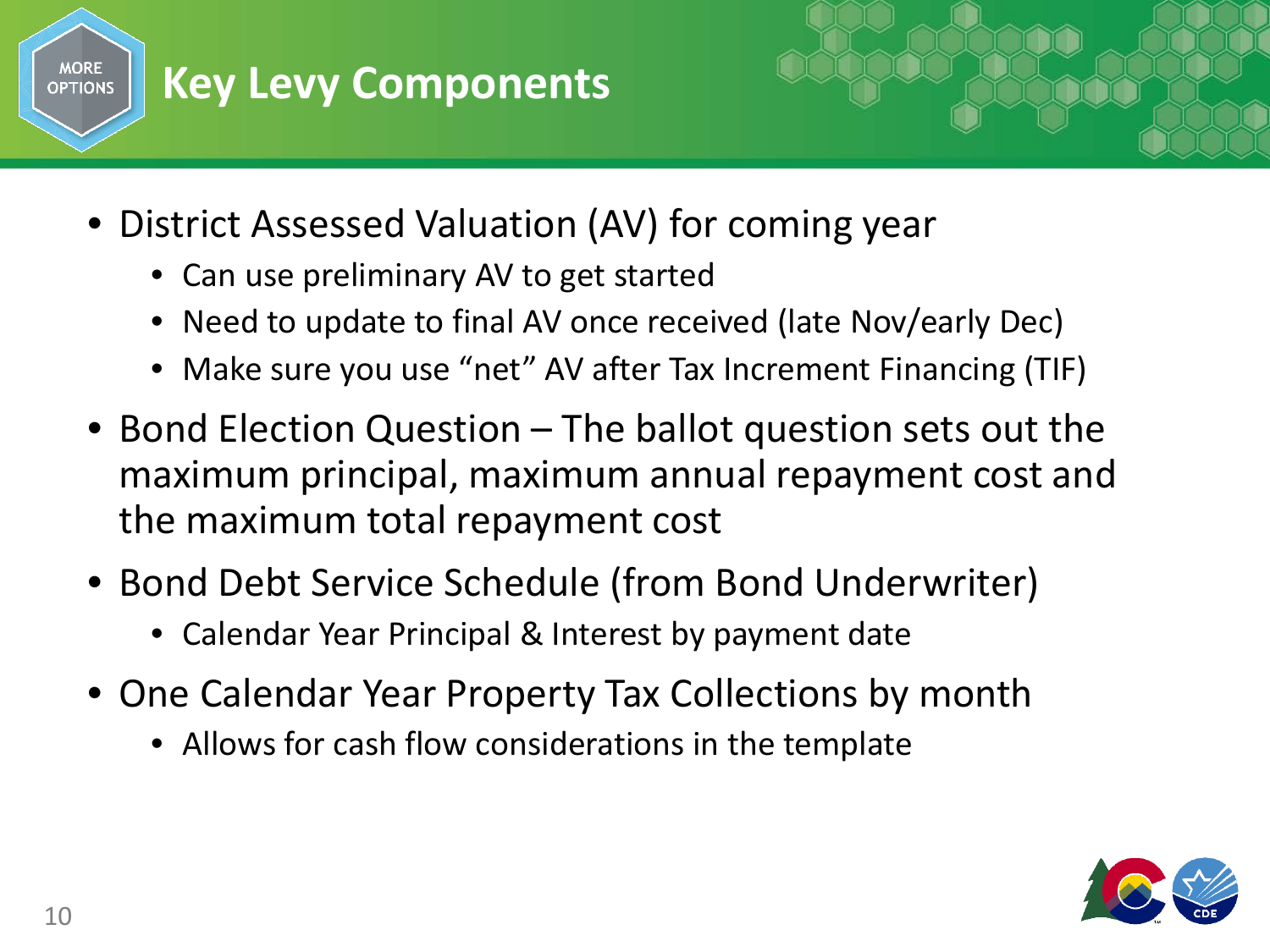# Key Levy Components

- District Assessed Valuation (AV) for coming year
  - Can use preliminary AV to get started
  - Need to update to final AV once received (late Nov/early Dec)
  - Make sure you use "net" AV after Tax Increment Financing (TIF)
- Bond Election Question – The ballot question sets out the maximum principal, maximum annual repayment cost and the maximum total repayment cost
- Bond Debt Service Schedule (from Bond Underwriter)
  - Calendar Year Principal & Interest by payment date
- One Calendar Year Property Tax Collections by month
  - Allows for cash flow considerations in the template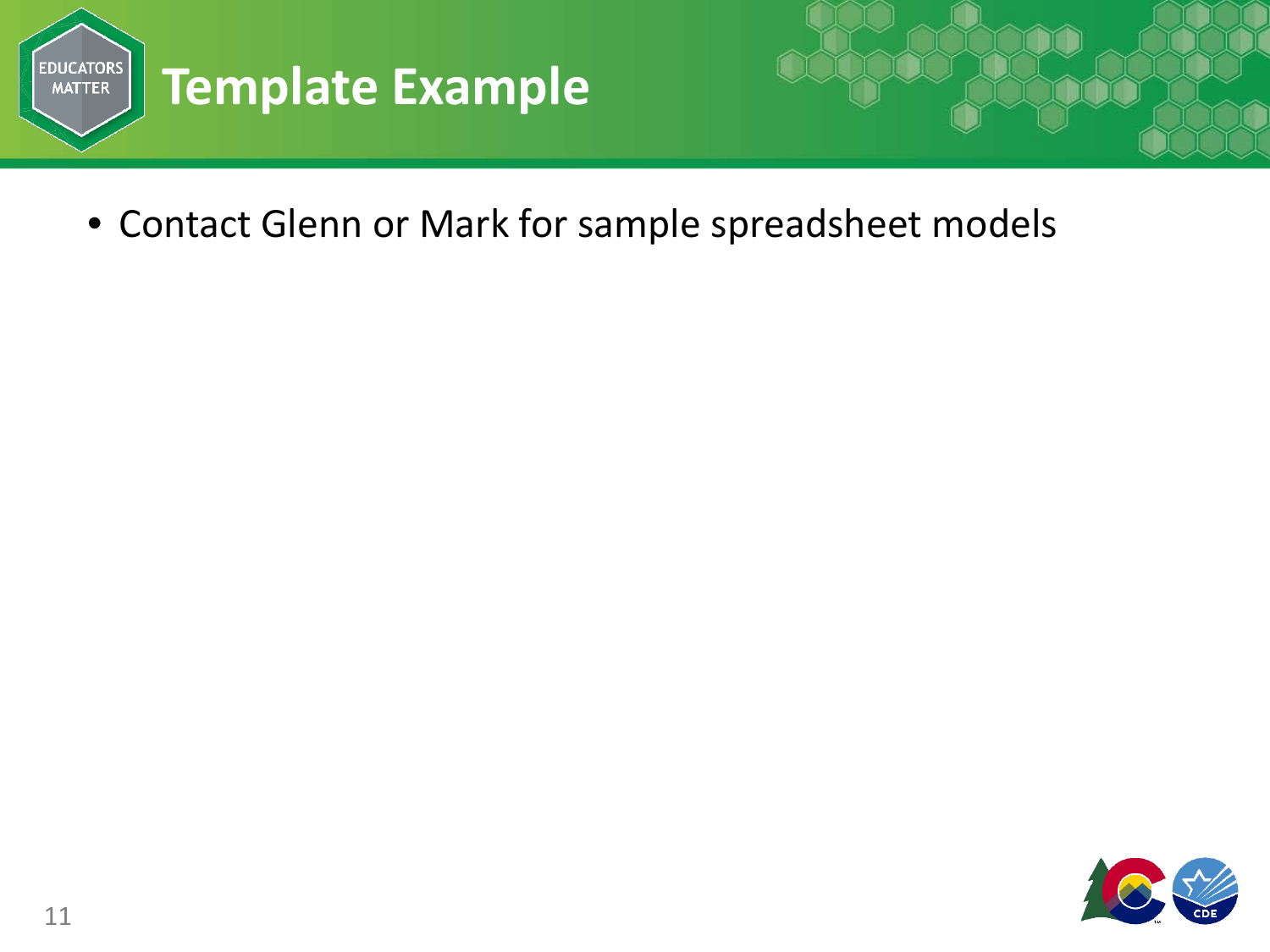# Template Example

- Contact Glenn or Mark for sample spreadsheet models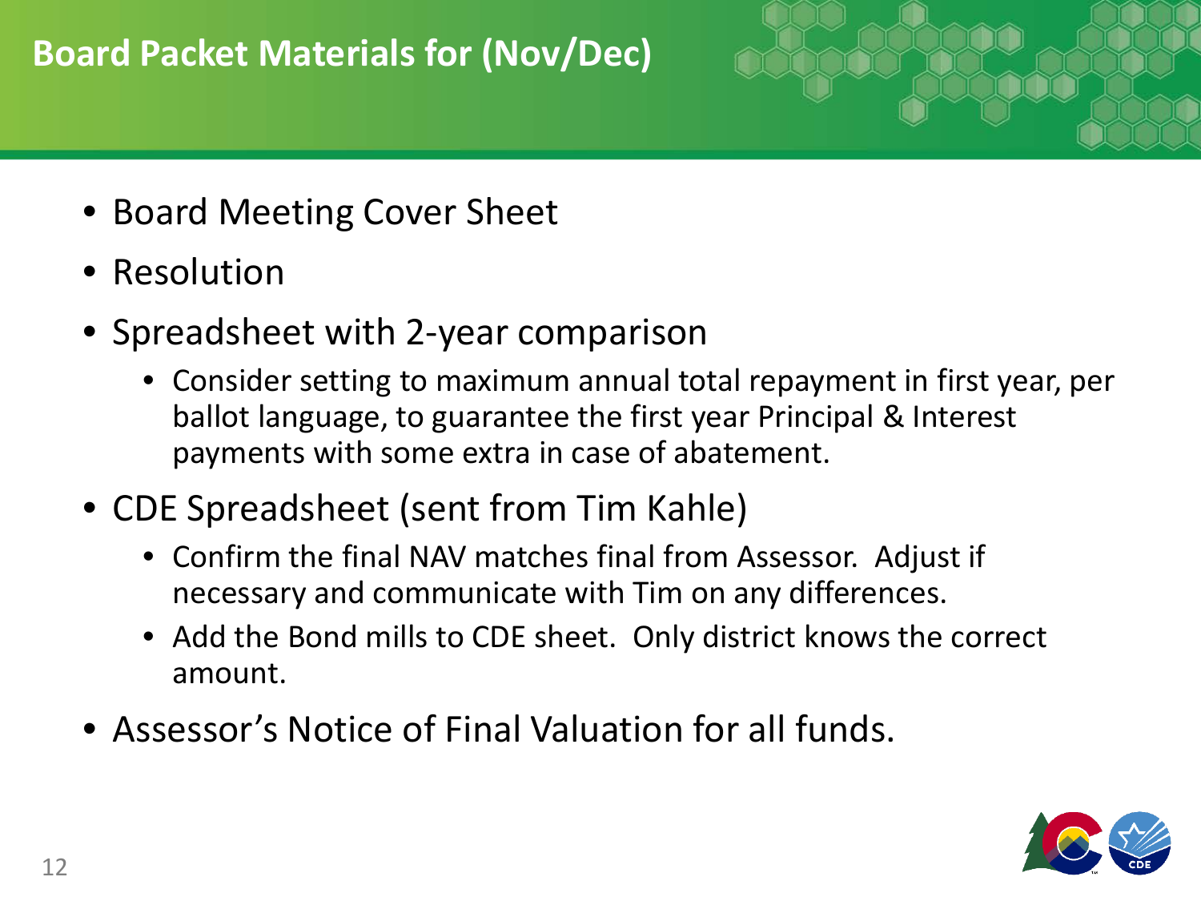# Board Packet Materials for (Nov/Dec)

- Board Meeting Cover Sheet
- Resolution
- Spreadsheet with 2-year comparison
  - Consider setting to maximum annual total repayment in first year, per ballot language, to guarantee the first year Principal & Interest payments with some extra in case of abatement.
- CDE Spreadsheet (sent from Tim Kahle)
  - Confirm the final NAV matches final from Assessor. Adjust if necessary and communicate with Tim on any differences.
  - Add the Bond mills to CDE sheet. Only district knows the correct amount.
- Assessor's Notice of Final Valuation for all funds.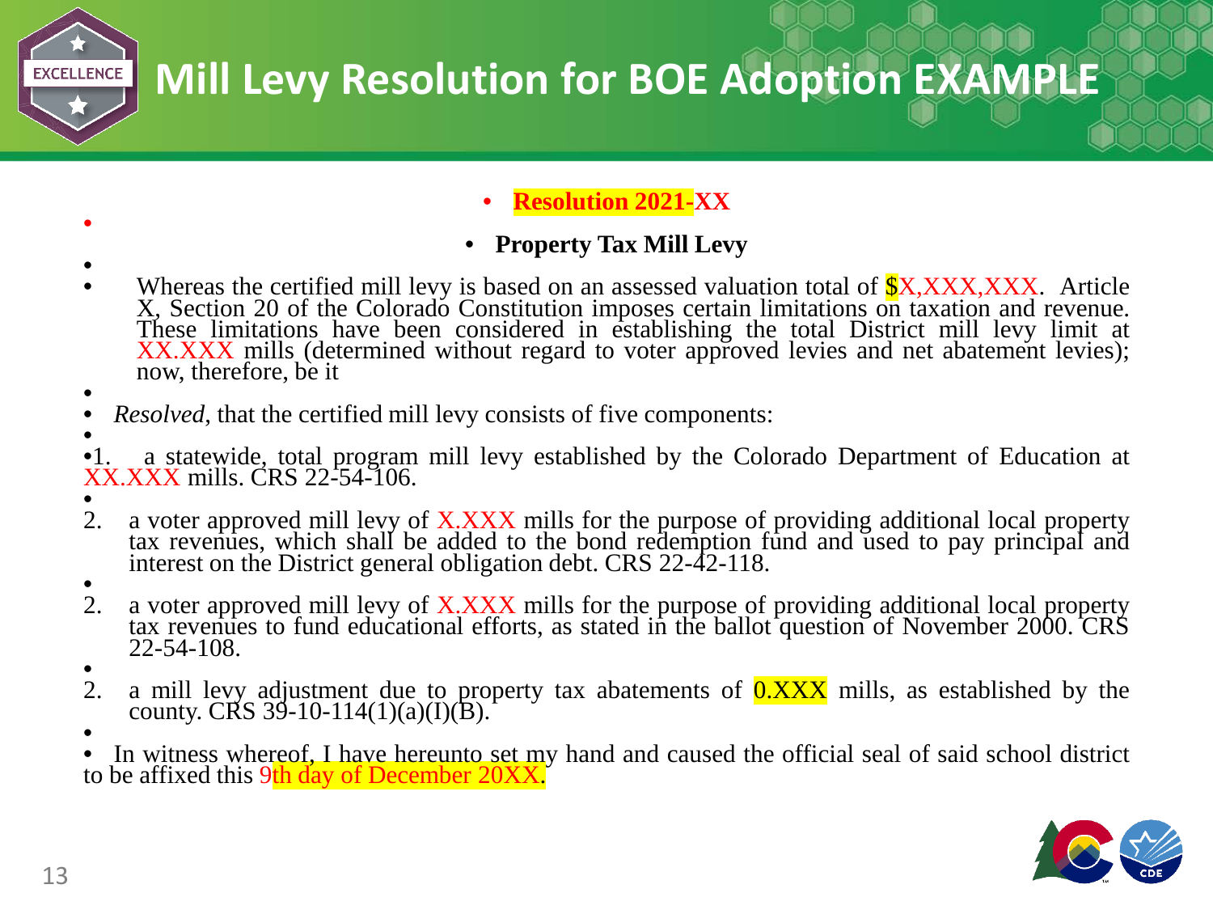# Mill Levy Resolution for BOE Adoption EXAMPLE

**Resolution 2021-XX**

**Property Tax Mill Levy**

Whereas the certified mill levy is based on an assessed valuation total of $X,XXX,XXX. Article X, Section 20 of the Colorado Constitution imposes certain limitations on taxation and revenue. These limitations have been considered in establishing the total District mill levy limit at XX.XXX mills (determined without regard to voter approved levies and net abatement levies); now, therefore, be it

*Resolved*, that the certified mill levy consists of five components:

1. a statewide, total program mill levy established by the Colorado Department of Education at XX.XXX mills. CRS 22-54-106.

2. a voter approved mill levy of X.XXX mills for the purpose of providing additional local property tax revenues, which shall be added to the bond redemption fund and used to pay principal and interest on the District general obligation debt. CRS 22-42-118.

2. a voter approved mill levy of X.XXX mills for the purpose of providing additional local property tax revenues to fund educational efforts, as stated in the ballot question of November 2000. CRS 22-54-108.

2. a mill levy adjustment due to property tax abatements of 0.XXX mills, as established by the county. CRS 39-10-114(1)(a)(I)(B).

In witness whereof, I have hereunto set my hand and caused the official seal of said school district to be affixed this 9th day of December 20XX.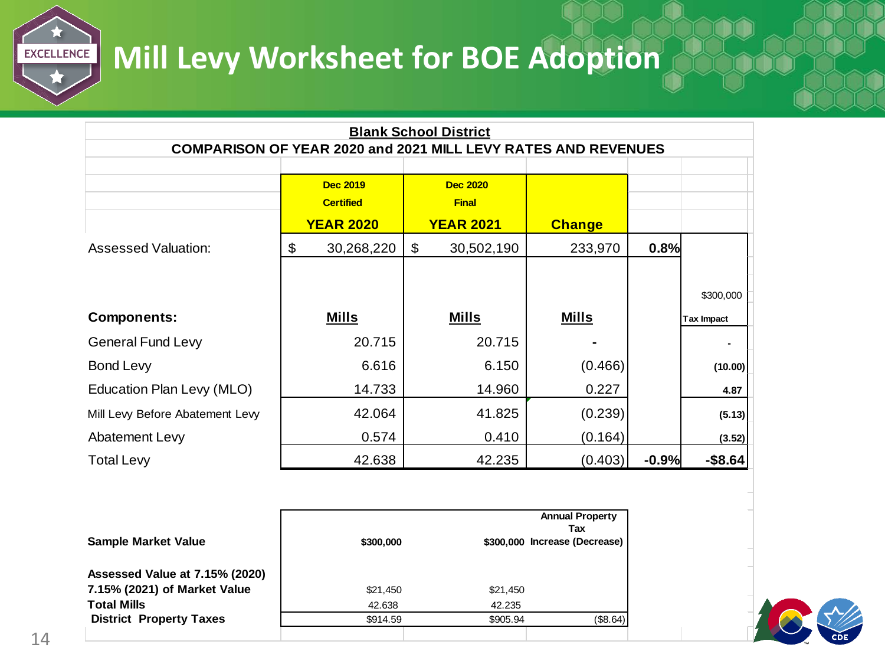# Mill Levy Worksheet for BOE Adoption

**Blank School District**

**COMPARISON OF YEAR 2020 and 2021 MILL LEVY RATES AND REVENUES**

| | Dec 2019 Certified YEAR 2020 | Dec 2020 Final YEAR 2021 | Change | | $300,000 Tax Impact |
|---|---|---|---|---|---|
| Assessed Valuation: | $ 30,268,220 | $ 30,502,190 | 233,970 | 0.8% | |
| **Components:** | **Mills** | **Mills** | **Mills** | | |
| General Fund Levy | 20.715 | 20.715 | - | | - |
| Bond Levy | 6.616 | 6.150 | (0.466) | | (10.00) |
| Education Plan Levy (MLO) | 14.733 | 14.960 | 0.227 | | 4.87 |
| Mill Levy Before Abatement Levy | 42.064 | 41.825 | (0.239) | | (5.13) |
| Abatement Levy | 0.574 | 0.410 | (0.164) | | (3.52) |
| Total Levy | 42.638 | 42.235 | (0.403) | -0.9% | -$8.64 |

| | | | Annual Property Tax Increase (Decrease) |
|---|---|---|---|
| **Sample Market Value** | $300,000 | $300,000 | |
| **Assessed Value at 7.15% (2020) 7.15% (2021) of Market Value** | $21,450 | $21,450 | |
| **Total Mills** | 42.638 | 42.235 | |
| **District Property Taxes** | $914.59 | $905.94 | ($8.64) |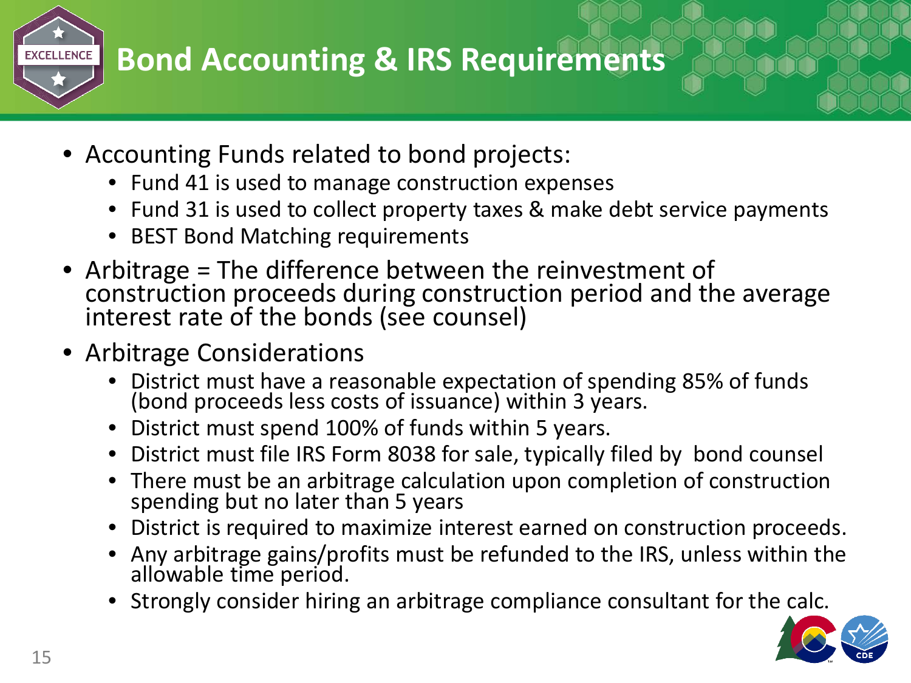# Bond Accounting & IRS Requirements

- Accounting Funds related to bond projects:
  - Fund 41 is used to manage construction expenses
  - Fund 31 is used to collect property taxes & make debt service payments
  - BEST Bond Matching requirements
- Arbitrage = The difference between the reinvestment of construction proceeds during construction period and the average interest rate of the bonds (see counsel)
- Arbitrage Considerations
  - District must have a reasonable expectation of spending 85% of funds (bond proceeds less costs of issuance) within 3 years.
  - District must spend 100% of funds within 5 years.
  - District must file IRS Form 8038 for sale, typically filed by bond counsel
  - There must be an arbitrage calculation upon completion of construction spending but no later than 5 years
  - District is required to maximize interest earned on construction proceeds.
  - Any arbitrage gains/profits must be refunded to the IRS, unless within the allowable time period.
  - Strongly consider hiring an arbitrage compliance consultant for the calc.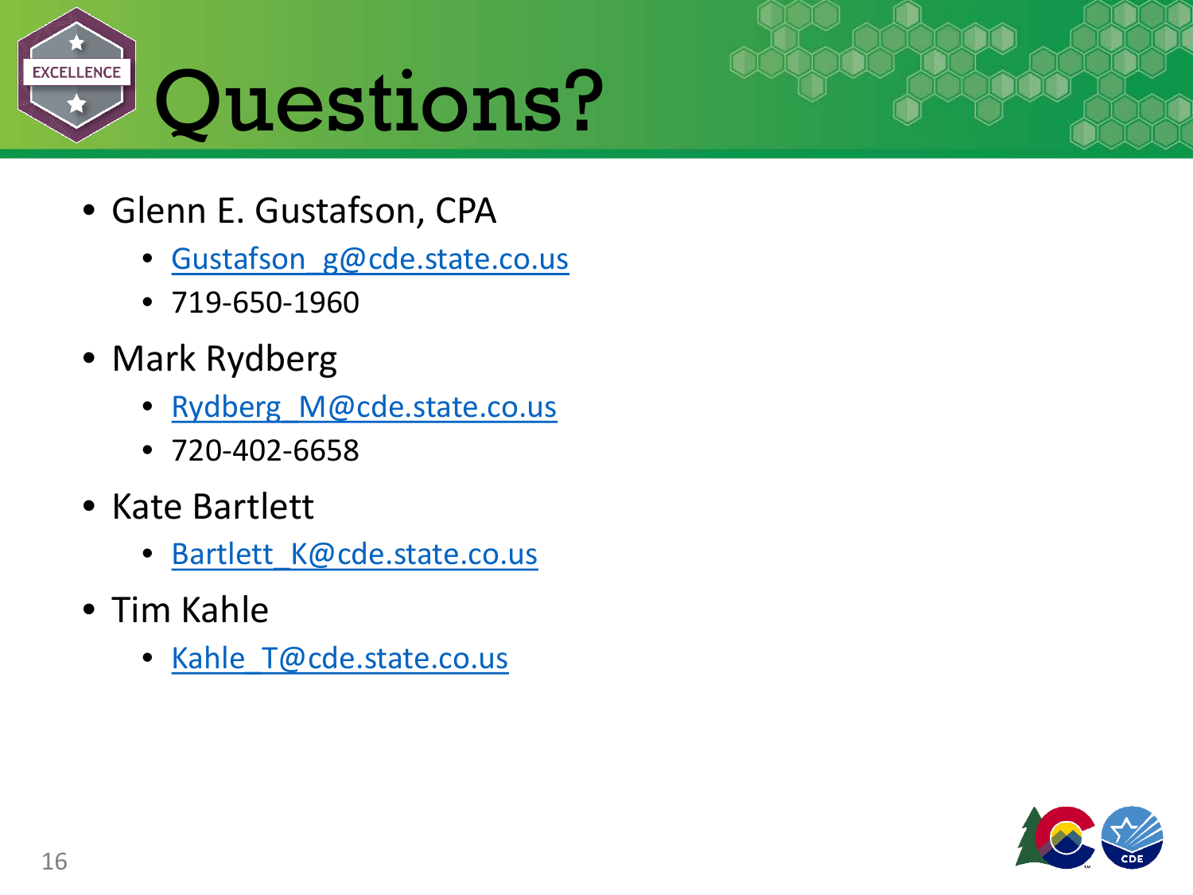# Questions?

- Glenn E. Gustafson, CPA
  - Gustafson_g@cde.state.co.us
  - 719-650-1960
- Mark Rydberg
  - Rydberg_M@cde.state.co.us
  - 720-402-6658
- Kate Bartlett
  - Bartlett_K@cde.state.co.us
- Tim Kahle
  - Kahle_T@cde.state.co.us